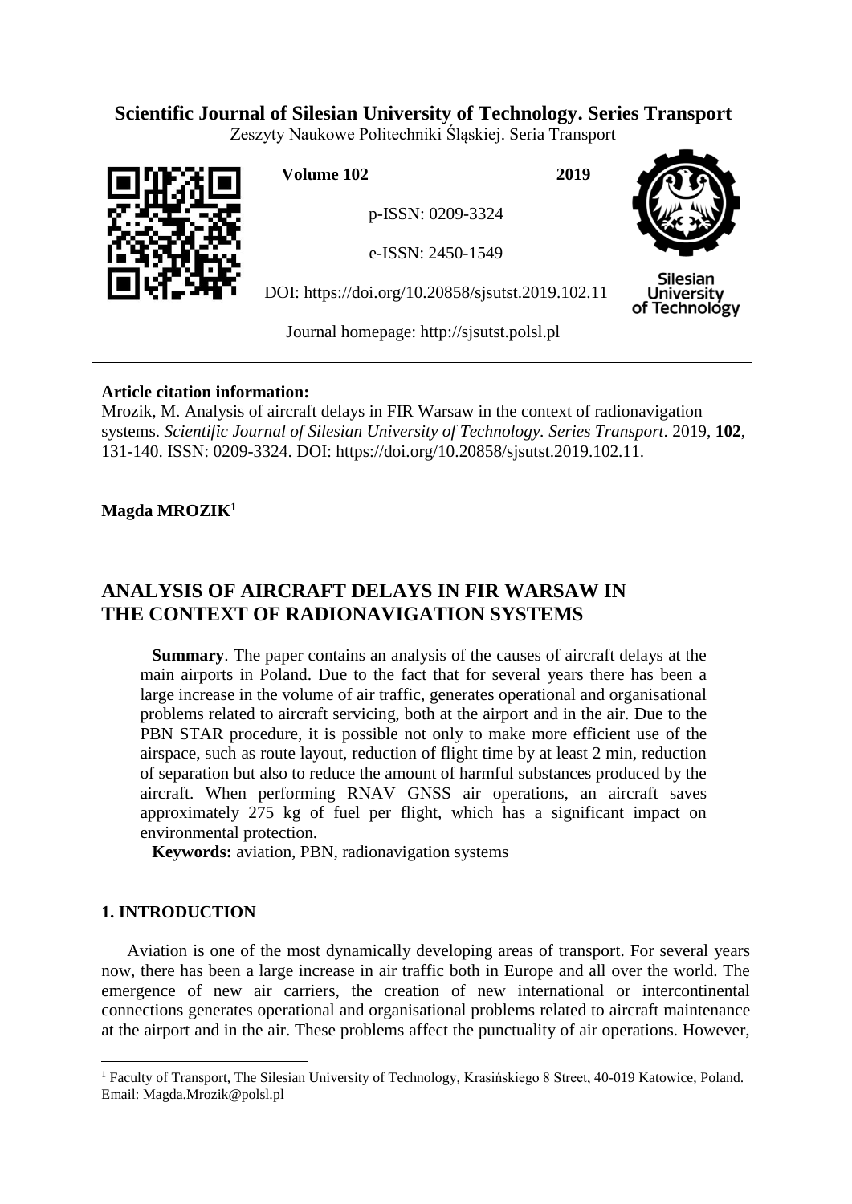# Scientific Journal of Silesian University of Technology. Series Transport

Zeszyty Naukowe Politechniki Śląskiej. Seria Transport

**Volume 102** **2019**

p-ISSN: 0209-3324

e-ISSN: 2450-1549

DOI: https://doi.org/10.20858/sjsutst.2019.102.11

Journal homepage: http://sjsutst.polsl.pl

**Article citation information:**
Mrozik, M. Analysis of aircraft delays in FIR Warsaw in the context of radionavigation systems. *Scientific Journal of Silesian University of Technology. Series Transport*. 2019, **102**, 131-140. ISSN: 0209-3324. DOI: https://doi.org/10.20858/sjsutst.2019.102.11.

**Magda MROZIK**[1]

## ANALYSIS OF AIRCRAFT DELAYS IN FIR WARSAW IN THE CONTEXT OF RADIONAVIGATION SYSTEMS

**Summary**. The paper contains an analysis of the causes of aircraft delays at the main airports in Poland. Due to the fact that for several years there has been a large increase in the volume of air traffic, generates operational and organisational problems related to aircraft servicing, both at the airport and in the air. Due to the PBN STAR procedure, it is possible not only to make more efficient use of the airspace, such as route layout, reduction of flight time by at least 2 min, reduction of separation but also to reduce the amount of harmful substances produced by the aircraft. When performing RNAV GNSS air operations, an aircraft saves approximately 275 kg of fuel per flight, which has a significant impact on environmental protection.

**Keywords:** aviation, PBN, radionavigation systems

## 1. INTRODUCTION

Aviation is one of the most dynamically developing areas of transport. For several years now, there has been a large increase in air traffic both in Europe and all over the world. The emergence of new air carriers, the creation of new international or intercontinental connections generates operational and organisational problems related to aircraft maintenance at the airport and in the air. These problems affect the punctuality of air operations. However,

---

[1] Faculty of Transport, The Silesian University of Technology, Krasińskiego 8 Street, 40-019 Katowice, Poland. Email: Magda.Mrozik@polsl.pl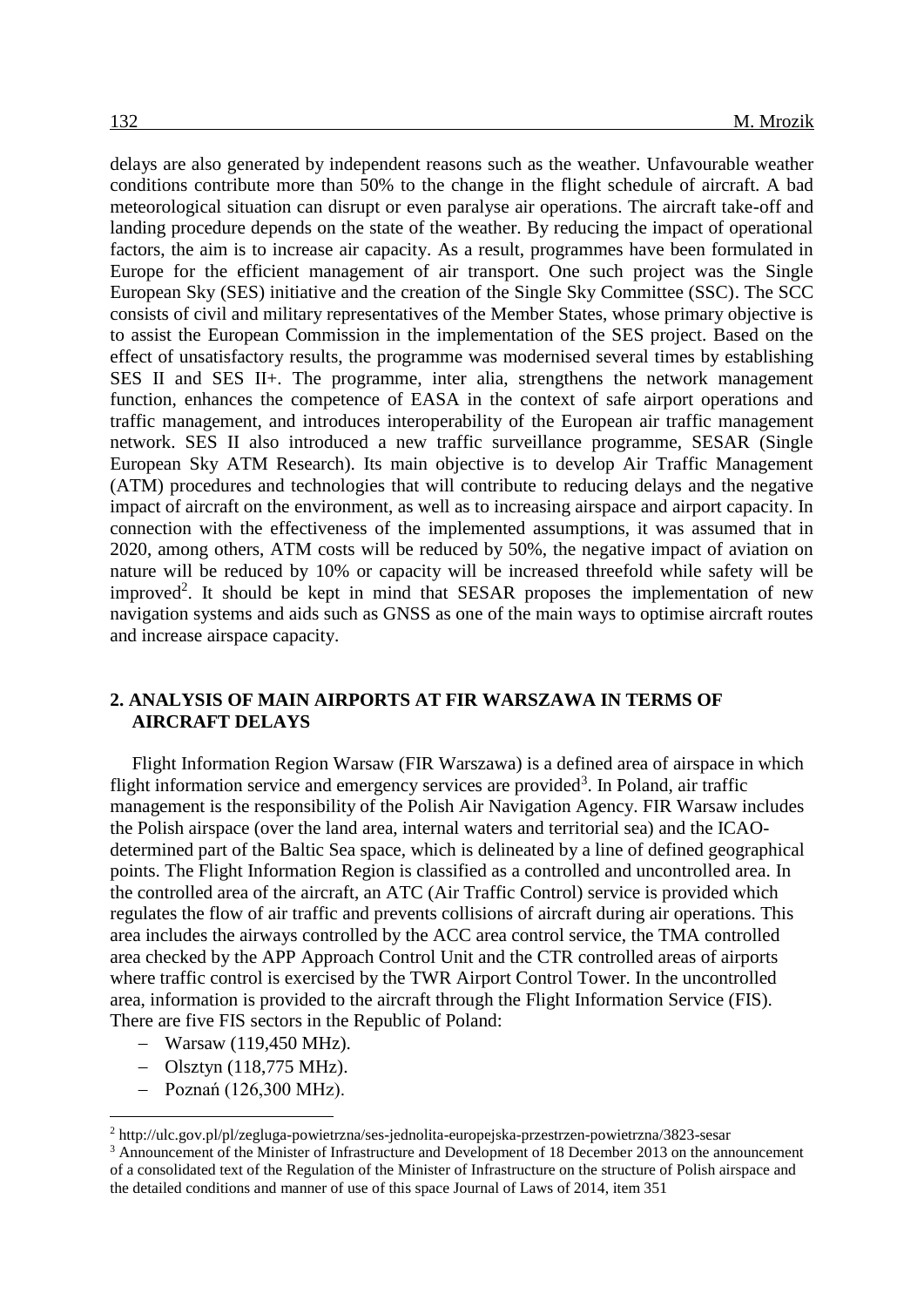delays are also generated by independent reasons such as the weather. Unfavourable weather conditions contribute more than 50% to the change in the flight schedule of aircraft. A bad meteorological situation can disrupt or even paralyse air operations. The aircraft take-off and landing procedure depends on the state of the weather. By reducing the impact of operational factors, the aim is to increase air capacity. As a result, programmes have been formulated in Europe for the efficient management of air transport. One such project was the Single European Sky (SES) initiative and the creation of the Single Sky Committee (SSC). The SCC consists of civil and military representatives of the Member States, whose primary objective is to assist the European Commission in the implementation of the SES project. Based on the effect of unsatisfactory results, the programme was modernised several times by establishing SES II and SES II+. The programme, inter alia, strengthens the network management function, enhances the competence of EASA in the context of safe airport operations and traffic management, and introduces interoperability of the European air traffic management network. SES II also introduced a new traffic surveillance programme, SESAR (Single European Sky ATM Research). Its main objective is to develop Air Traffic Management (ATM) procedures and technologies that will contribute to reducing delays and the negative impact of aircraft on the environment, as well as to increasing airspace and airport capacity. In connection with the effectiveness of the implemented assumptions, it was assumed that in 2020, among others, ATM costs will be reduced by 50%, the negative impact of aviation on nature will be reduced by 10% or capacity will be increased threefold while safety will be improved[2]. It should be kept in mind that SESAR proposes the implementation of new navigation systems and aids such as GNSS as one of the main ways to optimise aircraft routes and increase airspace capacity.

## 2. ANALYSIS OF MAIN AIRPORTS AT FIR WARSZAWA IN TERMS OF AIRCRAFT DELAYS

Flight Information Region Warsaw (FIR Warszawa) is a defined area of airspace in which flight information service and emergency services are provided[3]. In Poland, air traffic management is the responsibility of the Polish Air Navigation Agency. FIR Warsaw includes the Polish airspace (over the land area, internal waters and territorial sea) and the ICAO-determined part of the Baltic Sea space, which is delineated by a line of defined geographical points. The Flight Information Region is classified as a controlled and uncontrolled area. In the controlled area of the aircraft, an ATC (Air Traffic Control) service is provided which regulates the flow of air traffic and prevents collisions of aircraft during air operations. This area includes the airways controlled by the ACC area control service, the TMA controlled area checked by the APP Approach Control Unit and the CTR controlled areas of airports where traffic control is exercised by the TWR Airport Control Tower. In the uncontrolled area, information is provided to the aircraft through the Flight Information Service (FIS). There are five FIS sectors in the Republic of Poland:

- Warsaw (119,450 MHz).
- Olsztyn (118,775 MHz).
- Poznań (126,300 MHz).

---

[2] http://ulc.gov.pl/pl/zegluga-powietrzna/ses-jednolita-europejska-przestrzen-powietrzna/3823-sesar

[3] Announcement of the Minister of Infrastructure and Development of 18 December 2013 on the announcement of a consolidated text of the Regulation of the Minister of Infrastructure on the structure of Polish airspace and the detailed conditions and manner of use of this space Journal of Laws of 2014, item 351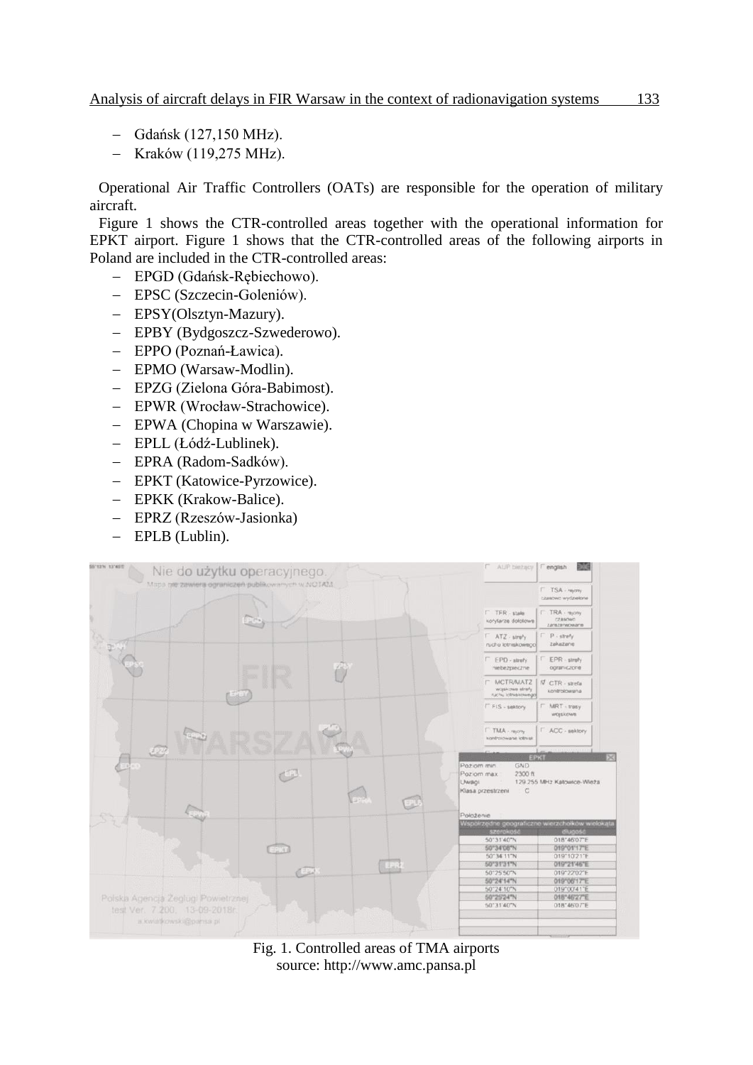- Gdańsk (127,150 MHz).
- Kraków (119,275 MHz).

Operational Air Traffic Controllers (OATs) are responsible for the operation of military aircraft.

Figure 1 shows the CTR-controlled areas together with the operational information for EPKT airport. Figure 1 shows that the CTR-controlled areas of the following airports in Poland are included in the CTR-controlled areas:

- EPGD (Gdańsk-Rębiechowo).
- EPSC (Szczecin-Goleniów).
- EPSY(Olsztyn-Mazury).
- EPBY (Bydgoszcz-Szwederowo).
- EPPO (Poznań-Ławica).
- EPMO (Warsaw-Modlin).
- EPZG (Zielona Góra-Babimost).
- EPWR (Wrocław-Strachowice).
- EPWA (Chopina w Warszawie).
- EPLL (Łódź-Lublinek).
- EPRA (Radom-Sadków).
- EPKT (Katowice-Pyrzowice).
- EPKK (Krakow-Balice).
- EPRZ (Rzeszów-Jasionka)
- EPLB (Lublin).

Fig. 1. Controlled areas of TMA airports
source: http://www.amc.pansa.pl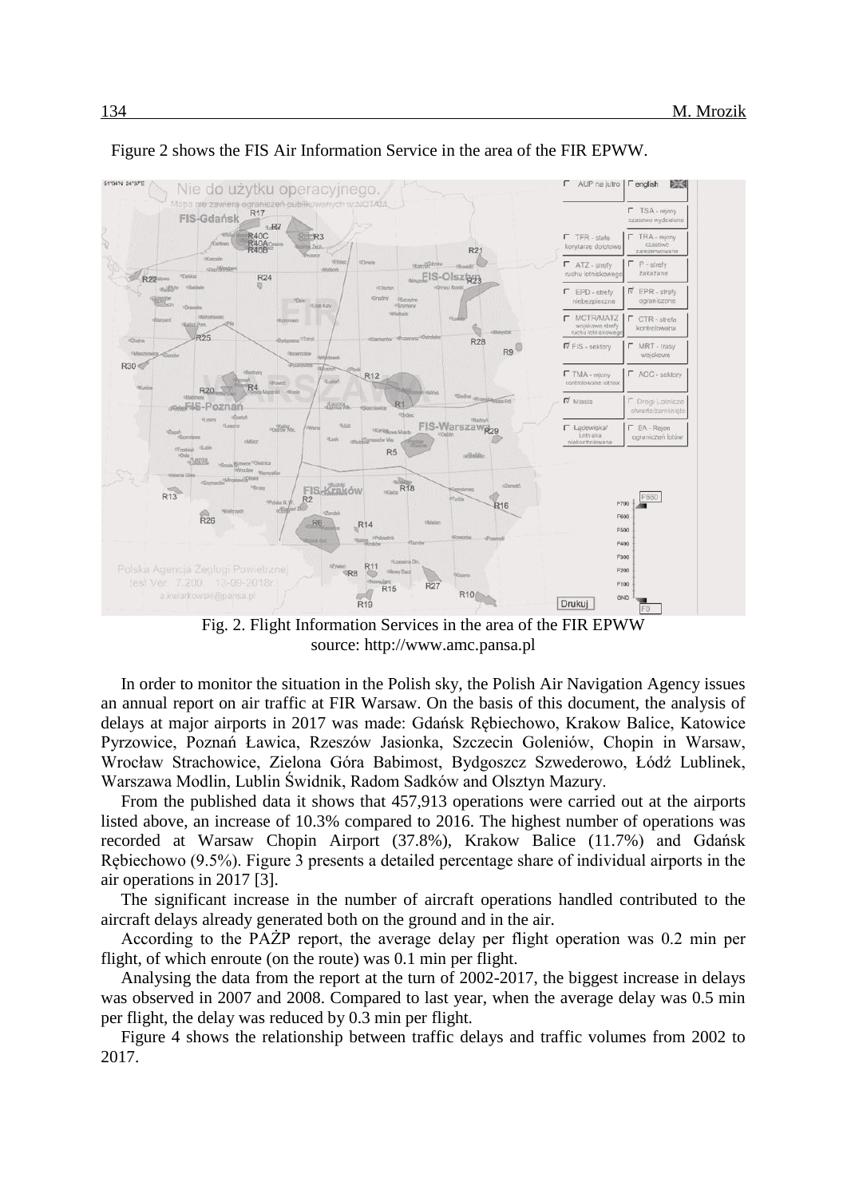Figure 2 shows the FIS Air Information Service in the area of the FIR EPWW.

Fig. 2. Flight Information Services in the area of the FIR EPWW
source: http://www.amc.pansa.pl

In order to monitor the situation in the Polish sky, the Polish Air Navigation Agency issues an annual report on air traffic at FIR Warsaw. On the basis of this document, the analysis of delays at major airports in 2017 was made: Gdańsk Rębiechowo, Krakow Balice, Katowice Pyrzowice, Poznań Ławica, Rzeszów Jasionka, Szczecin Goleniów, Chopin in Warsaw, Wrocław Strachowice, Zielona Góra Babimost, Bydgoszcz Szwederowo, Łódź Lublinek, Warszawa Modlin, Lublin Świdnik, Radom Sadków and Olsztyn Mazury.

From the published data it shows that 457,913 operations were carried out at the airports listed above, an increase of 10.3% compared to 2016. The highest number of operations was recorded at Warsaw Chopin Airport (37.8%), Krakow Balice (11.7%) and Gdańsk Rębiechowo (9.5%). Figure 3 presents a detailed percentage share of individual airports in the air operations in 2017 [3].

The significant increase in the number of aircraft operations handled contributed to the aircraft delays already generated both on the ground and in the air.

According to the PAŻP report, the average delay per flight operation was 0.2 min per flight, of which enroute (on the route) was 0.1 min per flight.

Analysing the data from the report at the turn of 2002-2017, the biggest increase in delays was observed in 2007 and 2008. Compared to last year, when the average delay was 0.5 min per flight, the delay was reduced by 0.3 min per flight.

Figure 4 shows the relationship between traffic delays and traffic volumes from 2002 to 2017.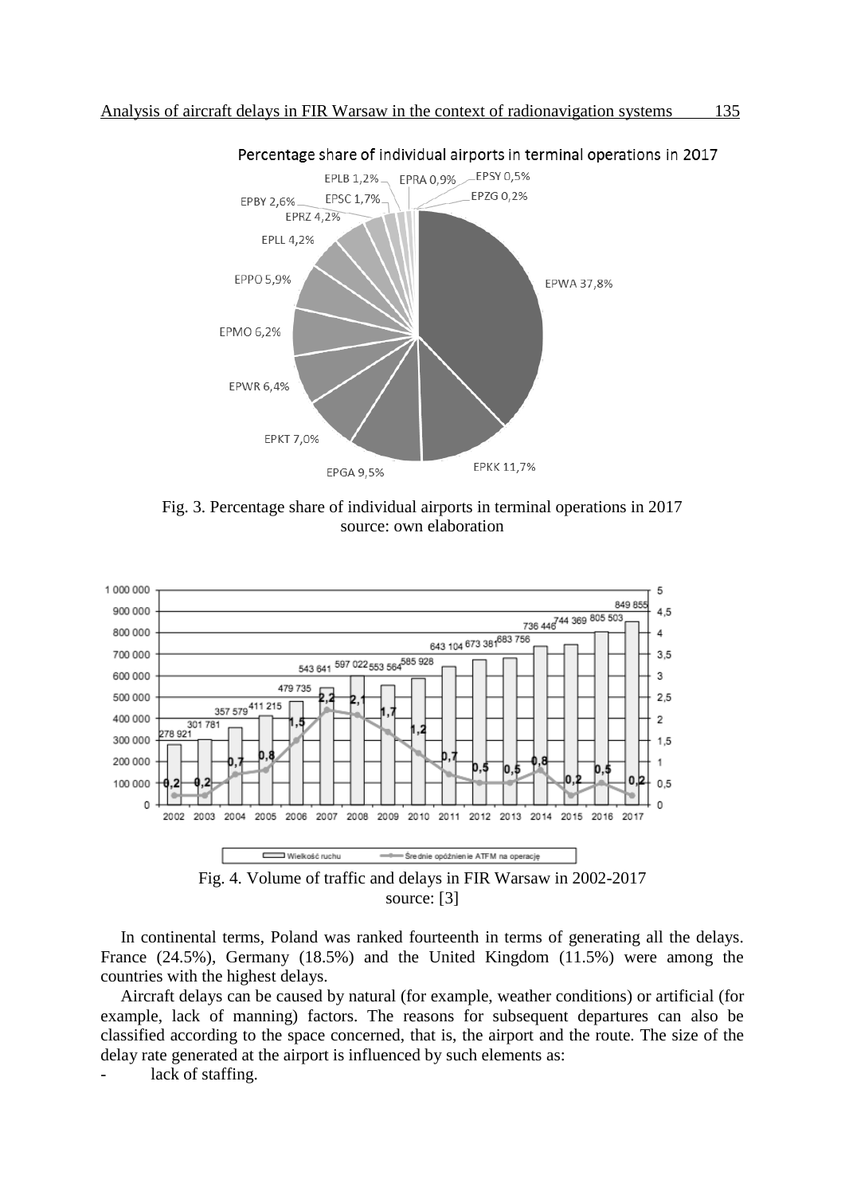Fig. 3. Percentage share of individual airports in terminal operations in 2017
source: own elaboration

Fig. 4. Volume of traffic and delays in FIR Warsaw in 2002-2017
source: [3]

In continental terms, Poland was ranked fourteenth in terms of generating all the delays. France (24.5%), Germany (18.5%) and the United Kingdom (11.5%) were among the countries with the highest delays.

Aircraft delays can be caused by natural (for example, weather conditions) or artificial (for example, lack of manning) factors. The reasons for subsequent departures can also be classified according to the space concerned, that is, the airport and the route. The size of the delay rate generated at the airport is influenced by such elements as:

- lack of staffing.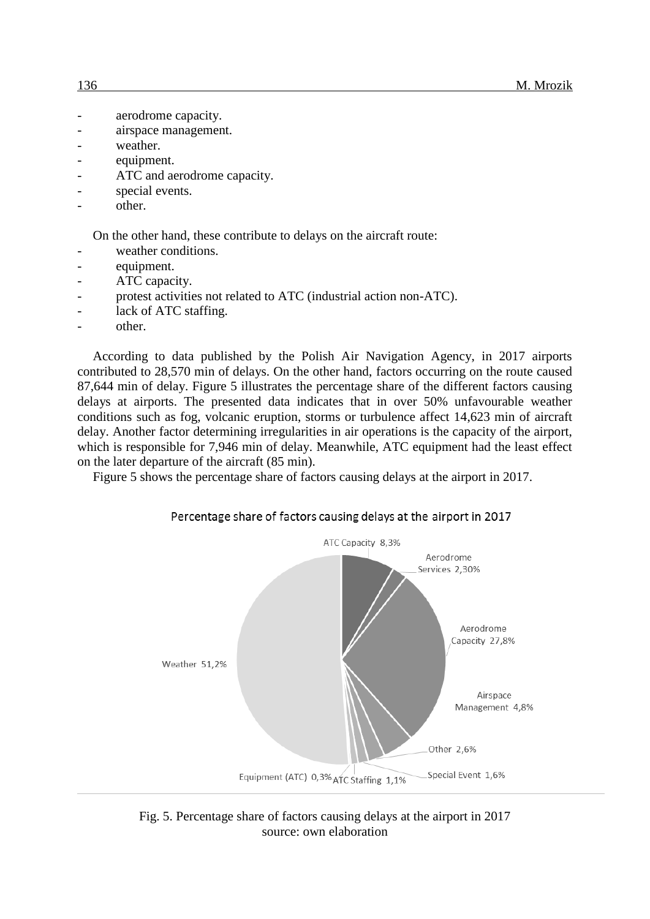- aerodrome capacity.
- airspace management.
- weather.
- equipment.
- ATC and aerodrome capacity.
- special events.
- other.

On the other hand, these contribute to delays on the aircraft route:

- weather conditions.
- equipment.
- ATC capacity.
- protest activities not related to ATC (industrial action non-ATC).
- lack of ATC staffing.
- other.

According to data published by the Polish Air Navigation Agency, in 2017 airports contributed to 28,570 min of delays. On the other hand, factors occurring on the route caused 87,644 min of delay. Figure 5 illustrates the percentage share of the different factors causing delays at airports. The presented data indicates that in over 50% unfavourable weather conditions such as fog, volcanic eruption, storms or turbulence affect 14,623 min of aircraft delay. Another factor determining irregularities in air operations is the capacity of the airport, which is responsible for 7,946 min of delay. Meanwhile, ATC equipment had the least effect on the later departure of the aircraft (85 min).

Figure 5 shows the percentage share of factors causing delays at the airport in 2017.

Percentage share of factors causing delays at the airport in 2017

ATC Capacity 8,3%; Aerodrome Services 2,30%; Aerodrome Capacity 27,8%; Airspace Management 4,8%; Other 2,6%; Special Event 1,6%; ATC Staffing 1,1%; Equipment (ATC) 0,3%; Weather 51,2%

Fig. 5. Percentage share of factors causing delays at the airport in 2017
source: own elaboration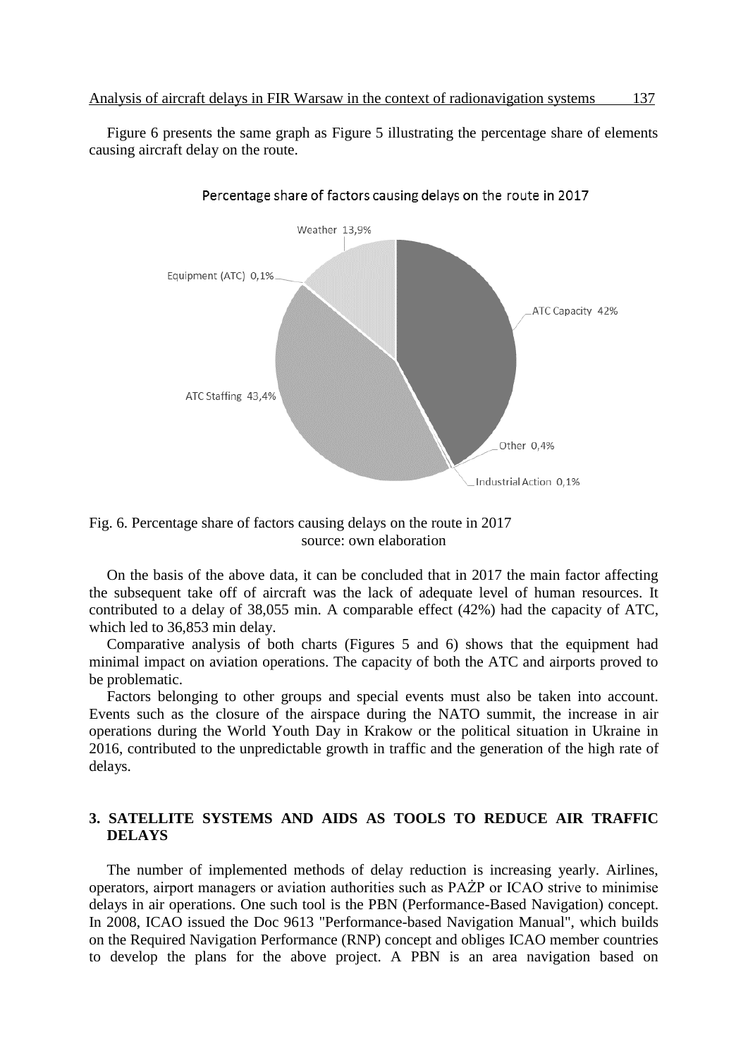Figure 6 presents the same graph as Figure 5 illustrating the percentage share of elements causing aircraft delay on the route.

Fig. 6. Percentage share of factors causing delays on the route in 2017
source: own elaboration

On the basis of the above data, it can be concluded that in 2017 the main factor affecting the subsequent take off of aircraft was the lack of adequate level of human resources. It contributed to a delay of 38,055 min. A comparable effect (42%) had the capacity of ATC, which led to 36,853 min delay.

Comparative analysis of both charts (Figures 5 and 6) shows that the equipment had minimal impact on aviation operations. The capacity of both the ATC and airports proved to be problematic.

Factors belonging to other groups and special events must also be taken into account. Events such as the closure of the airspace during the NATO summit, the increase in air operations during the World Youth Day in Krakow or the political situation in Ukraine in 2016, contributed to the unpredictable growth in traffic and the generation of the high rate of delays.

## 3. SATELLITE SYSTEMS AND AIDS AS TOOLS TO REDUCE AIR TRAFFIC DELAYS

The number of implemented methods of delay reduction is increasing yearly. Airlines, operators, airport managers or aviation authorities such as PAŻP or ICAO strive to minimise delays in air operations. One such tool is the PBN (Performance-Based Navigation) concept. In 2008, ICAO issued the Doc 9613 "Performance-based Navigation Manual", which builds on the Required Navigation Performance (RNP) concept and obliges ICAO member countries to develop the plans for the above project. A PBN is an area navigation based on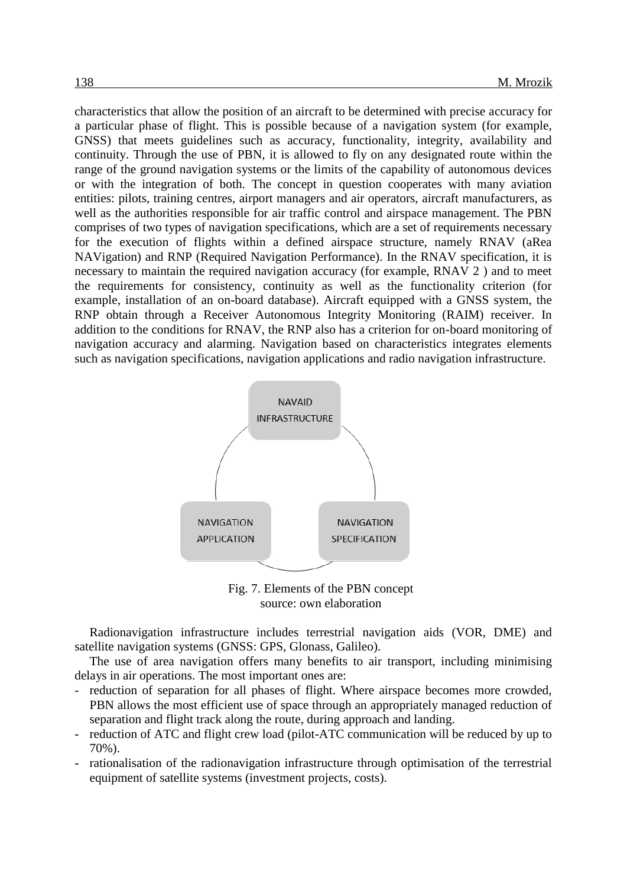characteristics that allow the position of an aircraft to be determined with precise accuracy for a particular phase of flight. This is possible because of a navigation system (for example, GNSS) that meets guidelines such as accuracy, functionality, integrity, availability and continuity. Through the use of PBN, it is allowed to fly on any designated route within the range of the ground navigation systems or the limits of the capability of autonomous devices or with the integration of both. The concept in question cooperates with many aviation entities: pilots, training centres, airport managers and air operators, aircraft manufacturers, as well as the authorities responsible for air traffic control and airspace management. The PBN comprises of two types of navigation specifications, which are a set of requirements necessary for the execution of flights within a defined airspace structure, namely RNAV (aRea NAVigation) and RNP (Required Navigation Performance). In the RNAV specification, it is necessary to maintain the required navigation accuracy (for example, RNAV 2 ) and to meet the requirements for consistency, continuity as well as the functionality criterion (for example, installation of an on-board database). Aircraft equipped with a GNSS system, the RNP obtain through a Receiver Autonomous Integrity Monitoring (RAIM) receiver. In addition to the conditions for RNAV, the RNP also has a criterion for on-board monitoring of navigation accuracy and alarming. Navigation based on characteristics integrates elements such as navigation specifications, navigation applications and radio navigation infrastructure.

NAVAID INFRASTRUCTURE

NAVIGATION APPLICATION

NAVIGATION SPECIFICATION

Fig. 7. Elements of the PBN concept
source: own elaboration

Radionavigation infrastructure includes terrestrial navigation aids (VOR, DME) and satellite navigation systems (GNSS: GPS, Glonass, Galileo).

The use of area navigation offers many benefits to air transport, including minimising delays in air operations. The most important ones are:

- reduction of separation for all phases of flight. Where airspace becomes more crowded, PBN allows the most efficient use of space through an appropriately managed reduction of separation and flight track along the route, during approach and landing.
- reduction of ATC and flight crew load (pilot-ATC communication will be reduced by up to 70%).
- rationalisation of the radionavigation infrastructure through optimisation of the terrestrial equipment of satellite systems (investment projects, costs).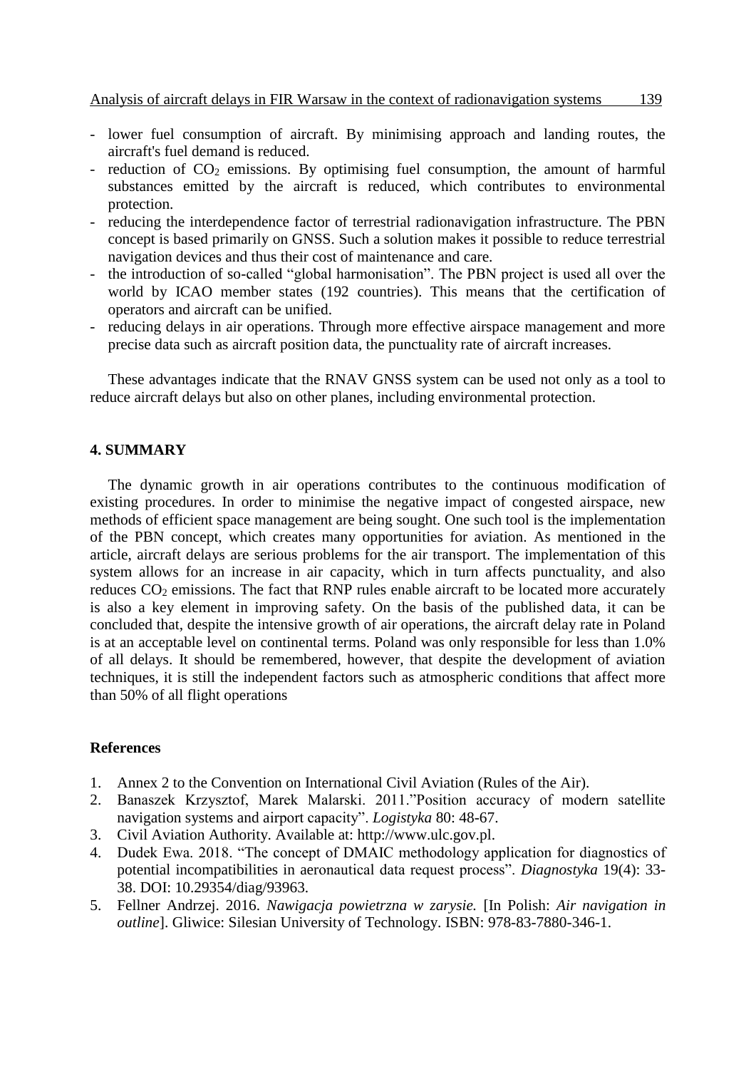- lower fuel consumption of aircraft. By minimising approach and landing routes, the aircraft's fuel demand is reduced.
- reduction of $CO_2$ emissions. By optimising fuel consumption, the amount of harmful substances emitted by the aircraft is reduced, which contributes to environmental protection.
- reducing the interdependence factor of terrestrial radionavigation infrastructure. The PBN concept is based primarily on GNSS. Such a solution makes it possible to reduce terrestrial navigation devices and thus their cost of maintenance and care.
- the introduction of so-called "global harmonisation". The PBN project is used all over the world by ICAO member states (192 countries). This means that the certification of operators and aircraft can be unified.
- reducing delays in air operations. Through more effective airspace management and more precise data such as aircraft position data, the punctuality rate of aircraft increases.

These advantages indicate that the RNAV GNSS system can be used not only as a tool to reduce aircraft delays but also on other planes, including environmental protection.

## 4. SUMMARY

The dynamic growth in air operations contributes to the continuous modification of existing procedures. In order to minimise the negative impact of congested airspace, new methods of efficient space management are being sought. One such tool is the implementation of the PBN concept, which creates many opportunities for aviation. As mentioned in the article, aircraft delays are serious problems for the air transport. The implementation of this system allows for an increase in air capacity, which in turn affects punctuality, and also reduces $CO_2$ emissions. The fact that RNP rules enable aircraft to be located more accurately is also a key element in improving safety. On the basis of the published data, it can be concluded that, despite the intensive growth of air operations, the aircraft delay rate in Poland is at an acceptable level on continental terms. Poland was only responsible for less than 1.0% of all delays. It should be remembered, however, that despite the development of aviation techniques, it is still the independent factors such as atmospheric conditions that affect more than 50% of all flight operations

### References

1. Annex 2 to the Convention on International Civil Aviation (Rules of the Air).
2. Banaszek Krzysztof, Marek Malarski. 2011."Position accuracy of modern satellite navigation systems and airport capacity". *Logistyka* 80: 48-67.
3. Civil Aviation Authority. Available at: http://www.ulc.gov.pl.
4. Dudek Ewa. 2018. "The concept of DMAIC methodology application for diagnostics of potential incompatibilities in aeronautical data request process". *Diagnostyka* 19(4): 33-38. DOI: 10.29354/diag/93963.
5. Fellner Andrzej. 2016. *Nawigacja powietrzna w zarysie.* [In Polish: *Air navigation in outline*]. Gliwice: Silesian University of Technology. ISBN: 978-83-7880-346-1.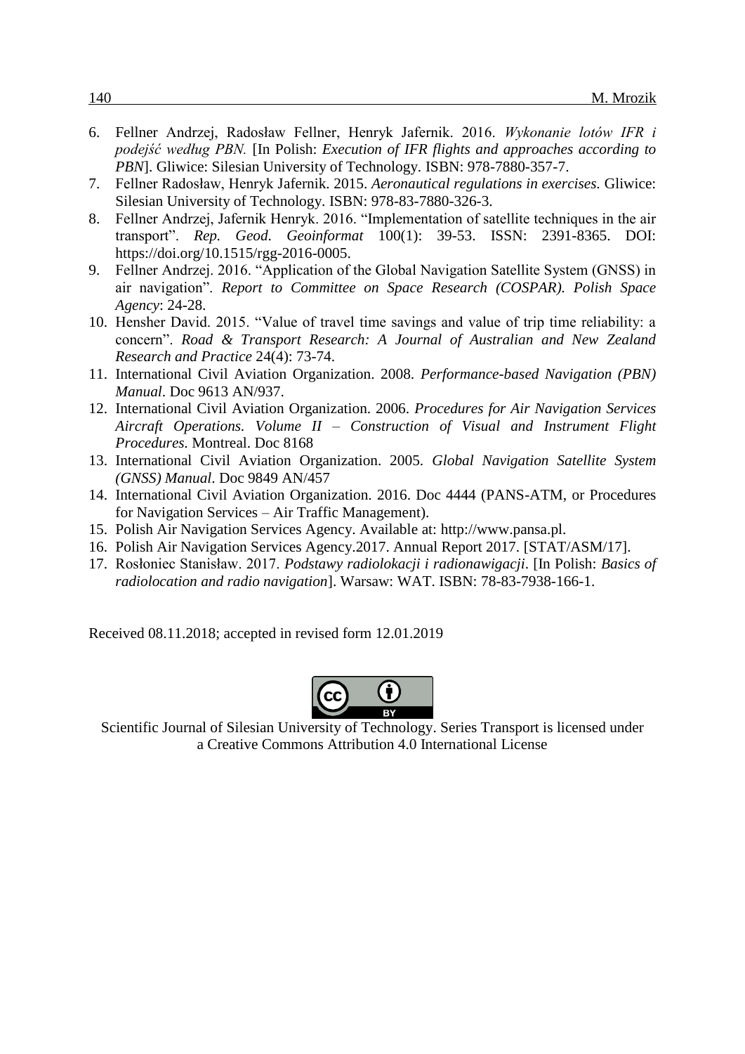6. Fellner Andrzej, Radosław Fellner, Henryk Jafernik. 2016. *Wykonanie lotów IFR i podejść według PBN.* [In Polish: *Execution of IFR flights and approaches according to PBN*]. Gliwice: Silesian University of Technology. ISBN: 978-7880-357-7.
7. Fellner Radosław, Henryk Jafernik. 2015. *Aeronautical regulations in exercises.* Gliwice: Silesian University of Technology. ISBN: 978-83-7880-326-3.
8. Fellner Andrzej, Jafernik Henryk. 2016. "Implementation of satellite techniques in the air transport". *Rep. Geod. Geoinformat* 100(1): 39-53. ISSN: 2391-8365. DOI: https://doi.org/10.1515/rgg-2016-0005.
9. Fellner Andrzej. 2016. "Application of the Global Navigation Satellite System (GNSS) in air navigation". *Report to Committee on Space Research (COSPAR). Polish Space Agency*: 24-28.
10. Hensher David. 2015. "Value of travel time savings and value of trip time reliability: a concern". *Road & Transport Research: A Journal of Australian and New Zealand Research and Practice* 24(4): 73-74.
11. International Civil Aviation Organization. 2008. *Performance-based Navigation (PBN) Manual*. Doc 9613 AN/937.
12. International Civil Aviation Organization. 2006. *Procedures for Air Navigation Services Aircraft Operations. Volume II – Construction of Visual and Instrument Flight Procedures.* Montreal. Doc 8168
13. International Civil Aviation Organization. 2005. *Global Navigation Satellite System (GNSS) Manual*. Doc 9849 AN/457
14. International Civil Aviation Organization. 2016. Doc 4444 (PANS-ATM, or Procedures for Navigation Services – Air Traffic Management).
15. Polish Air Navigation Services Agency. Available at: http://www.pansa.pl.
16. Polish Air Navigation Services Agency.2017. Annual Report 2017. [STAT/ASM/17].
17. Rosłoniec Stanisław. 2017. *Podstawy radiolokacji i radionawigacji*. [In Polish: *Basics of radiolocation and radio navigation*]. Warsaw: WAT. ISBN: 78-83-7938-166-1.

Received 08.11.2018; accepted in revised form 12.01.2019

Scientific Journal of Silesian University of Technology. Series Transport is licensed under a Creative Commons Attribution 4.0 International License